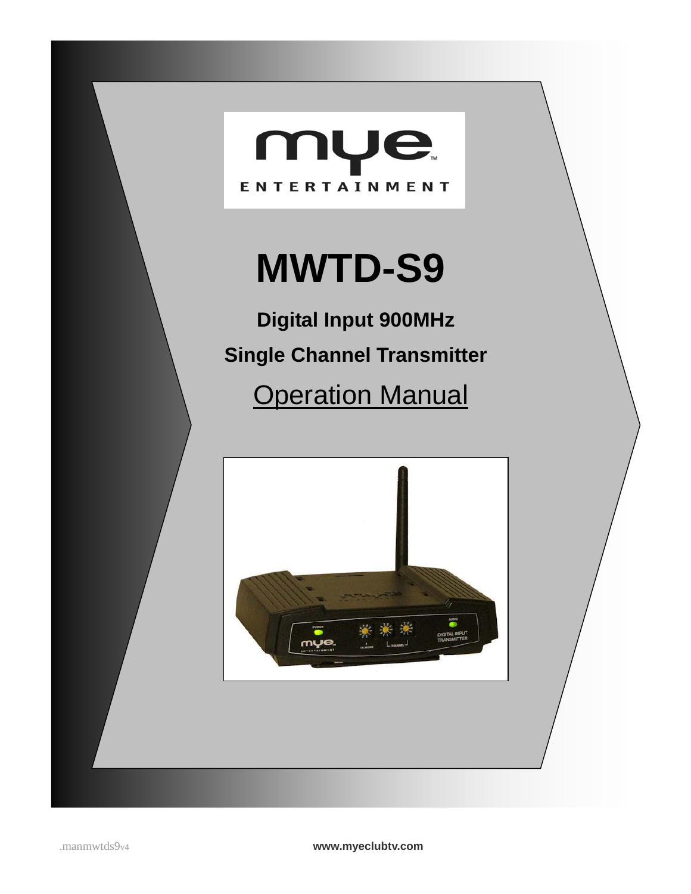# MWTD-S9

**Digital Input 900MHz**

**Single Channel Transmitter**

Operation Manual

.manmwtds9v4

**www.myeclubtv.com**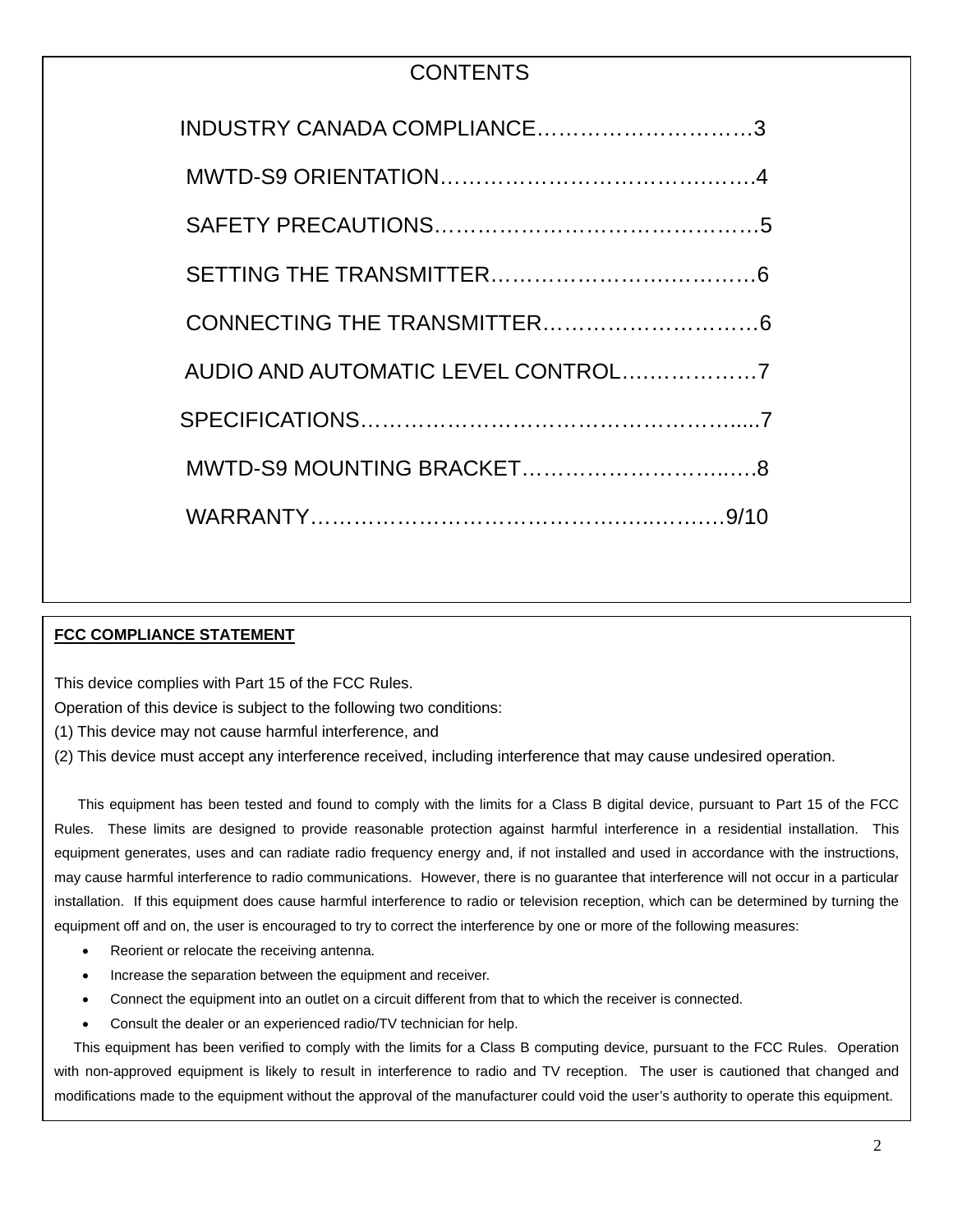# CONTENTS

INDUSTRY CANADA COMPLIANCE…………………………3

MWTD-S9 ORIENTATION…………………………………….4

SAFETY PRECAUTIONS………………………………………5

SETTING THE TRANSMITTER………………………………6

CONNECTING THE TRANSMITTER…………………………6

AUDIO AND AUTOMATIC LEVEL CONTROL……………….7

SPECIFICATIONS……………………………………………....7

MWTD-S9 MOUNTING BRACKET……………………..….8

WARRANTY………………………………………..………9/10

**FCC COMPLIANCE STATEMENT**

This device complies with Part 15 of the FCC Rules.
Operation of this device is subject to the following two conditions:
(1) This device may not cause harmful interference, and
(2) This device must accept any interference received, including interference that may cause undesired operation.

This equipment has been tested and found to comply with the limits for a Class B digital device, pursuant to Part 15 of the FCC Rules. These limits are designed to provide reasonable protection against harmful interference in a residential installation. This equipment generates, uses and can radiate radio frequency energy and, if not installed and used in accordance with the instructions, may cause harmful interference to radio communications. However, there is no guarantee that interference will not occur in a particular installation. If this equipment does cause harmful interference to radio or television reception, which can be determined by turning the equipment off and on, the user is encouraged to try to correct the interference by one or more of the following measures:

- Reorient or relocate the receiving antenna.
- Increase the separation between the equipment and receiver.
- Connect the equipment into an outlet on a circuit different from that to which the receiver is connected.
- Consult the dealer or an experienced radio/TV technician for help.

This equipment has been verified to comply with the limits for a Class B computing device, pursuant to the FCC Rules. Operation with non-approved equipment is likely to result in interference to radio and TV reception. The user is cautioned that changed and modifications made to the equipment without the approval of the manufacturer could void the user's authority to operate this equipment.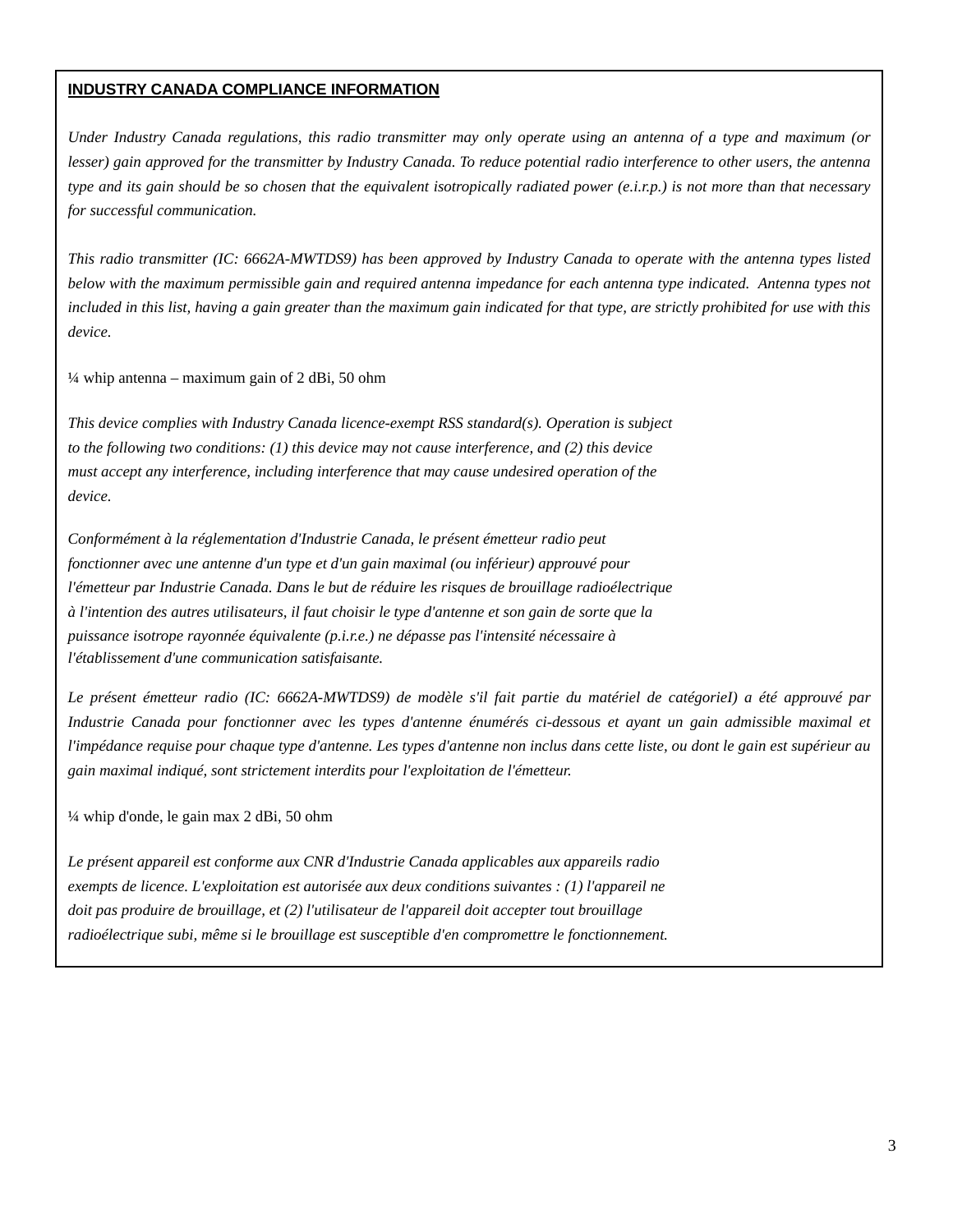**INDUSTRY CANADA COMPLIANCE INFORMATION**

*Under Industry Canada regulations, this radio transmitter may only operate using an antenna of a type and maximum (or lesser) gain approved for the transmitter by Industry Canada. To reduce potential radio interference to other users, the antenna type and its gain should be so chosen that the equivalent isotropically radiated power (e.i.r.p.) is not more than that necessary for successful communication.*

*This radio transmitter (IC: 6662A-MWTDS9) has been approved by Industry Canada to operate with the antenna types listed below with the maximum permissible gain and required antenna impedance for each antenna type indicated. Antenna types not included in this list, having a gain greater than the maximum gain indicated for that type, are strictly prohibited for use with this device.*

¼ whip antenna – maximum gain of 2 dBi, 50 ohm

*This device complies with Industry Canada licence-exempt RSS standard(s). Operation is subject to the following two conditions: (1) this device may not cause interference, and (2) this device must accept any interference, including interference that may cause undesired operation of the device.*

*Conformément à la réglementation d'Industrie Canada, le présent émetteur radio peut fonctionner avec une antenne d'un type et d'un gain maximal (ou inférieur) approuvé pour l'émetteur par Industrie Canada. Dans le but de réduire les risques de brouillage radioélectrique à l'intention des autres utilisateurs, il faut choisir le type d'antenne et son gain de sorte que la puissance isotrope rayonnée équivalente (p.i.r.e.) ne dépasse pas l'intensité nécessaire à l'établissement d'une communication satisfaisante.*

*Le présent émetteur radio (IC: 6662A-MWTDS9) de modèle s'il fait partie du matériel de catégorieI) a été approuvé par Industrie Canada pour fonctionner avec les types d'antenne énumérés ci-dessous et ayant un gain admissible maximal et l'impédance requise pour chaque type d'antenne. Les types d'antenne non inclus dans cette liste, ou dont le gain est supérieur au gain maximal indiqué, sont strictement interdits pour l'exploitation de l'émetteur.*

¼ whip d'onde, le gain max 2 dBi, 50 ohm

*Le présent appareil est conforme aux CNR d'Industrie Canada applicables aux appareils radio exempts de licence. L'exploitation est autorisée aux deux conditions suivantes : (1) l'appareil ne doit pas produire de brouillage, et (2) l'utilisateur de l'appareil doit accepter tout brouillage radioélectrique subi, même si le brouillage est susceptible d'en compromettre le fonctionnement.*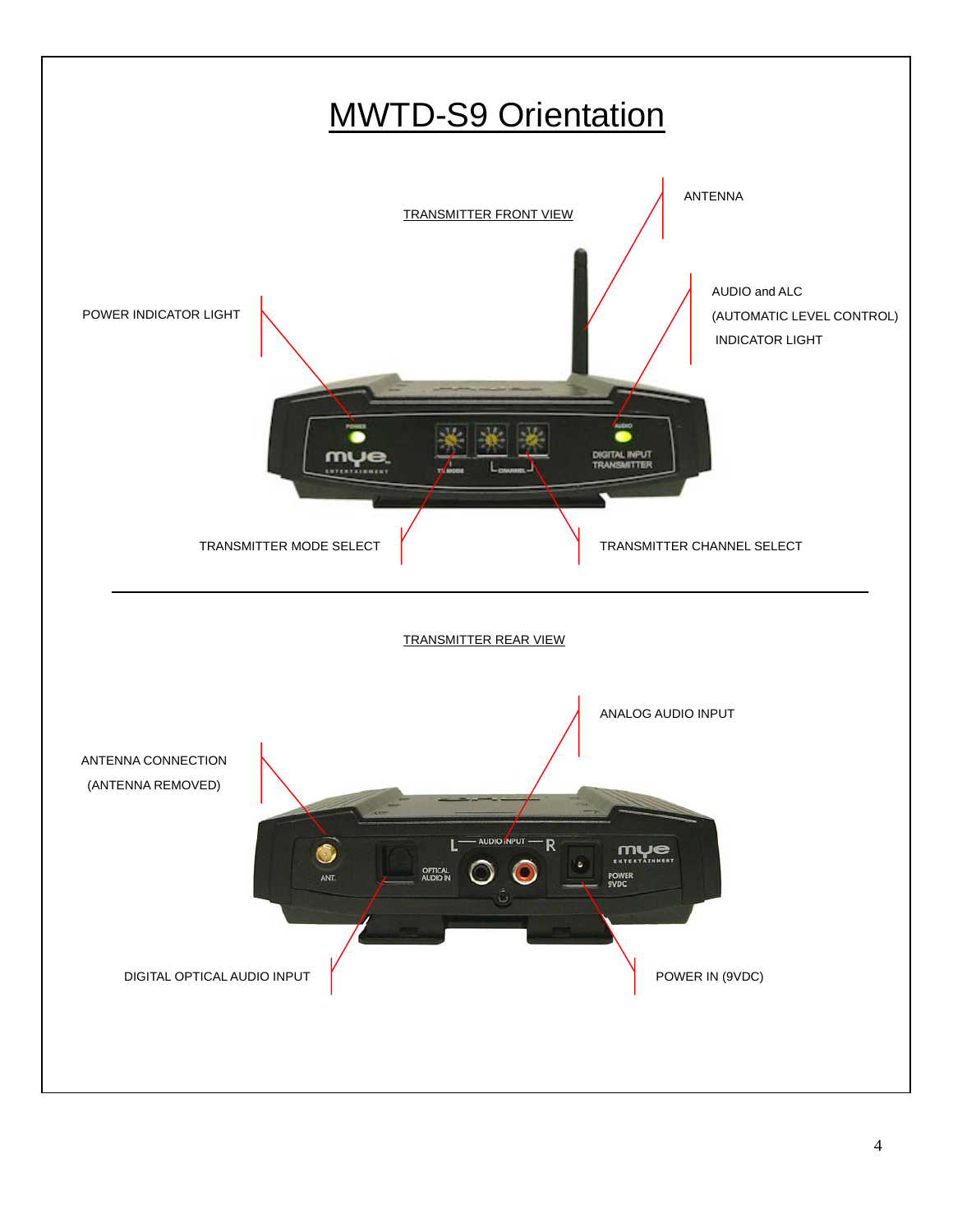# MWTD-S9 Orientation

TRANSMITTER FRONT VIEW

ANTENNA

POWER INDICATOR LIGHT

AUDIO and ALC
(AUTOMATIC LEVEL CONTROL)
INDICATOR LIGHT

TRANSMITTER MODE SELECT

TRANSMITTER CHANNEL SELECT

TRANSMITTER REAR VIEW

ANALOG AUDIO INPUT

ANTENNA CONNECTION
(ANTENNA REMOVED)

DIGITAL OPTICAL AUDIO INPUT

POWER IN (9VDC)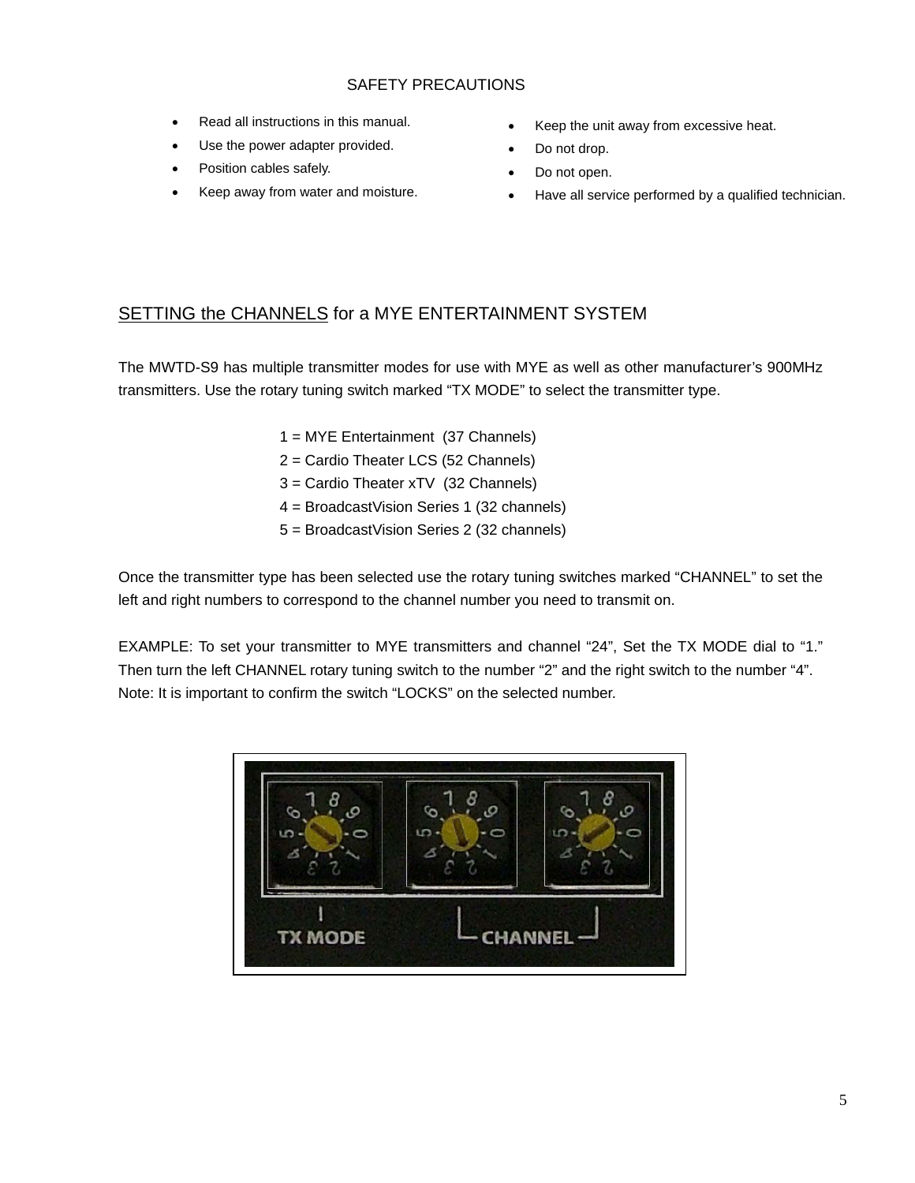## SAFETY PRECAUTIONS

- Read all instructions in this manual.
- Use the power adapter provided.
- Position cables safely.
- Keep away from water and moisture.
- Keep the unit away from excessive heat.
- Do not drop.
- Do not open.
- Have all service performed by a qualified technician.

## SETTING the CHANNELS for a MYE ENTERTAINMENT SYSTEM

The MWTD-S9 has multiple transmitter modes for use with MYE as well as other manufacturer's 900MHz transmitters. Use the rotary tuning switch marked "TX MODE" to select the transmitter type.

1 = MYE Entertainment (37 Channels)
2 = Cardio Theater LCS (52 Channels)
3 = Cardio Theater xTV (32 Channels)
4 = BroadcastVision Series 1 (32 channels)
5 = BroadcastVision Series 2 (32 channels)

Once the transmitter type has been selected use the rotary tuning switches marked "CHANNEL" to set the left and right numbers to correspond to the channel number you need to transmit on.

EXAMPLE: To set your transmitter to MYE transmitters and channel "24", Set the TX MODE dial to "1." Then turn the left CHANNEL rotary tuning switch to the number "2" and the right switch to the number "4". Note: It is important to confirm the switch "LOCKS" on the selected number.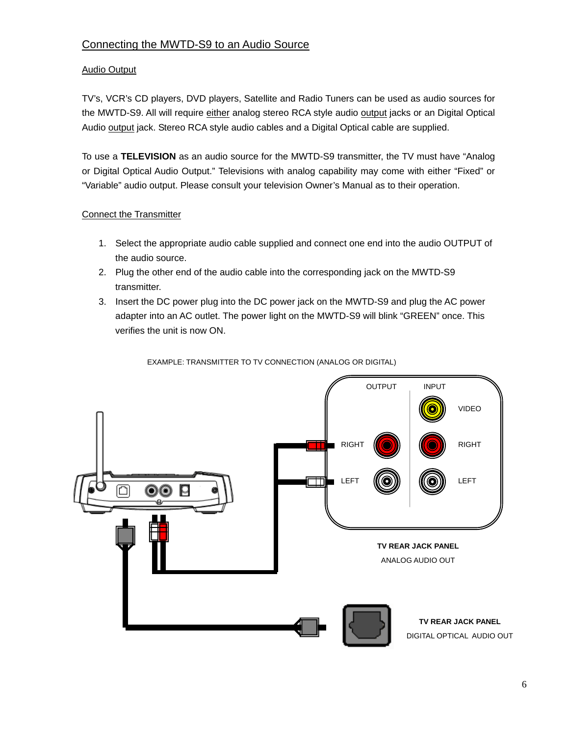## Connecting the MWTD-S9 to an Audio Source

### Audio Output

TV's, VCR's CD players, DVD players, Satellite and Radio Tuners can be used as audio sources for the MWTD-S9. All will require either analog stereo RCA style audio output jacks or an Digital Optical Audio output jack. Stereo RCA style audio cables and a Digital Optical cable are supplied.

To use a **TELEVISION** as an audio source for the MWTD-S9 transmitter, the TV must have "Analog or Digital Optical Audio Output." Televisions with analog capability may come with either "Fixed" or "Variable" audio output. Please consult your television Owner's Manual as to their operation.

### Connect the Transmitter

1. Select the appropriate audio cable supplied and connect one end into the audio OUTPUT of the audio source.
2. Plug the other end of the audio cable into the corresponding jack on the MWTD-S9 transmitter.
3. Insert the DC power plug into the DC power jack on the MWTD-S9 and plug the AC power adapter into an AC outlet. The power light on the MWTD-S9 will blink "GREEN" once. This verifies the unit is now ON.

EXAMPLE: TRANSMITTER TO TV CONNECTION (ANALOG OR DIGITAL)

OUTPUT INPUT

VIDEO

RIGHT RIGHT

LEFT LEFT

**TV REAR JACK PANEL**
ANALOG AUDIO OUT

**TV REAR JACK PANEL**
DIGITAL OPTICAL AUDIO OUT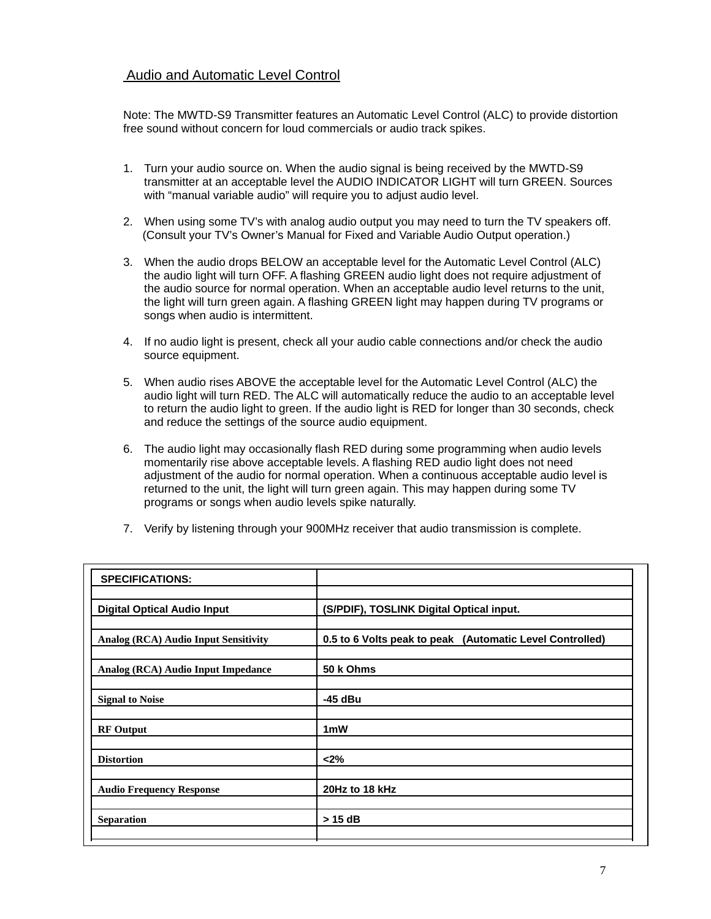## Audio and Automatic Level Control

Note: The MWTD-S9 Transmitter features an Automatic Level Control (ALC) to provide distortion free sound without concern for loud commercials or audio track spikes.

1. Turn your audio source on. When the audio signal is being received by the MWTD-S9 transmitter at an acceptable level the AUDIO INDICATOR LIGHT will turn GREEN. Sources with "manual variable audio" will require you to adjust audio level.

2. When using some TV's with analog audio output you may need to turn the TV speakers off. (Consult your TV's Owner's Manual for Fixed and Variable Audio Output operation.)

3. When the audio drops BELOW an acceptable level for the Automatic Level Control (ALC) the audio light will turn OFF. A flashing GREEN audio light does not require adjustment of the audio source for normal operation. When an acceptable audio level returns to the unit, the light will turn green again. A flashing GREEN light may happen during TV programs or songs when audio is intermittent.

4. If no audio light is present, check all your audio cable connections and/or check the audio source equipment.

5. When audio rises ABOVE the acceptable level for the Automatic Level Control (ALC) the audio light will turn RED. The ALC will automatically reduce the audio to an acceptable level to return the audio light to green. If the audio light is RED for longer than 30 seconds, check and reduce the settings of the source audio equipment.

6. The audio light may occasionally flash RED during some programming when audio levels momentarily rise above acceptable levels. A flashing RED audio light does not need adjustment of the audio for normal operation. When a continuous acceptable audio level is returned to the unit, the light will turn green again. This may happen during some TV programs or songs when audio levels spike naturally.

7. Verify by listening through your 900MHz receiver that audio transmission is complete.

| SPECIFICATIONS: | |
|---|---|
| Digital Optical Audio Input | (S/PDIF), TOSLINK Digital Optical input. |
| Analog (RCA) Audio Input Sensitivity | 0.5 to 6 Volts peak to peak (Automatic Level Controlled) |
| Analog (RCA) Audio Input Impedance | 50 k Ohms |
| Signal to Noise | -45 dBu |
| RF Output | 1mW |
| Distortion | <2% |
| Audio Frequency Response | 20Hz to 18 kHz |
| Separation | > 15 dB |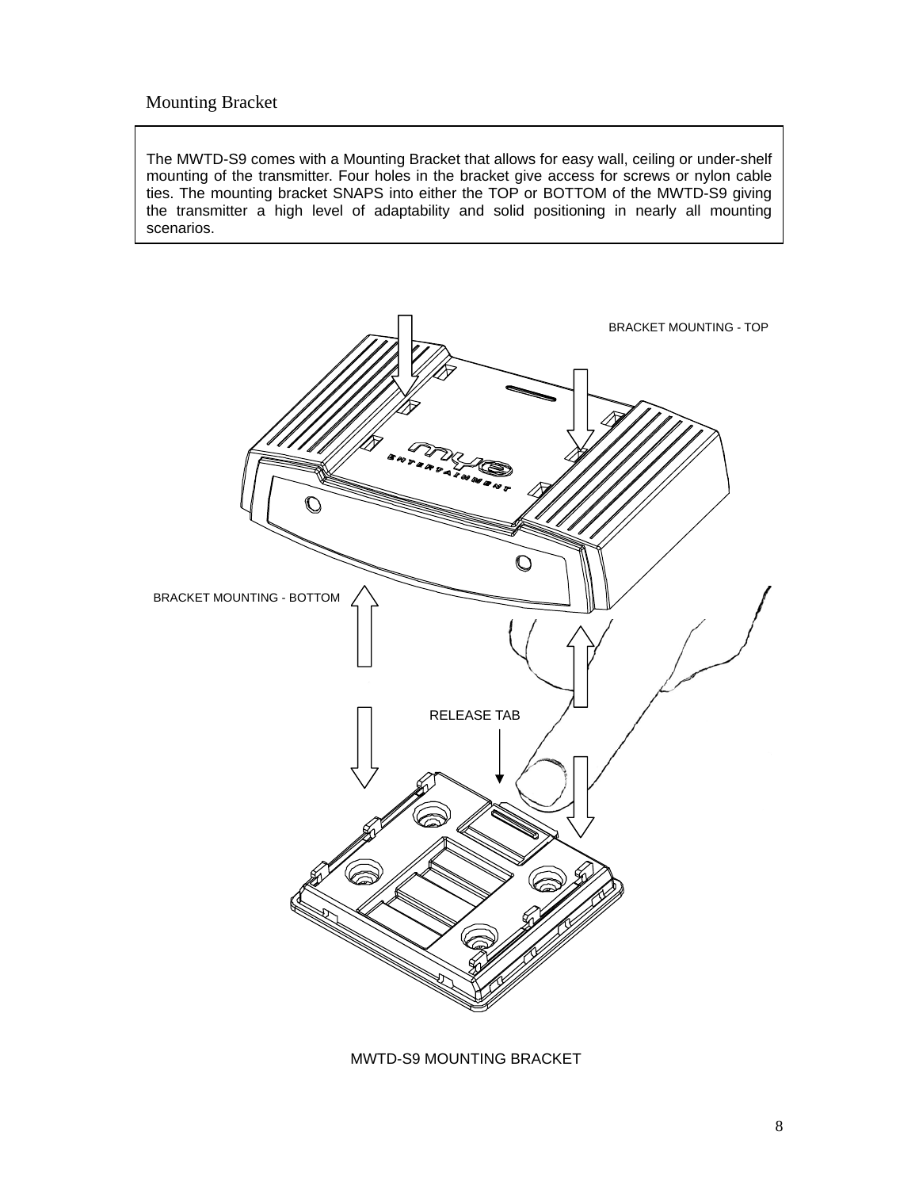Mounting Bracket

The MWTD-S9 comes with a Mounting Bracket that allows for easy wall, ceiling or under-shelf mounting of the transmitter. Four holes in the bracket give access for screws or nylon cable ties. The mounting bracket SNAPS into either the TOP or BOTTOM of the MWTD-S9 giving the transmitter a high level of adaptability and solid positioning in nearly all mounting scenarios.

BRACKET MOUNTING - TOP

BRACKET MOUNTING - BOTTOM

RELEASE TAB

MWTD-S9 MOUNTING BRACKET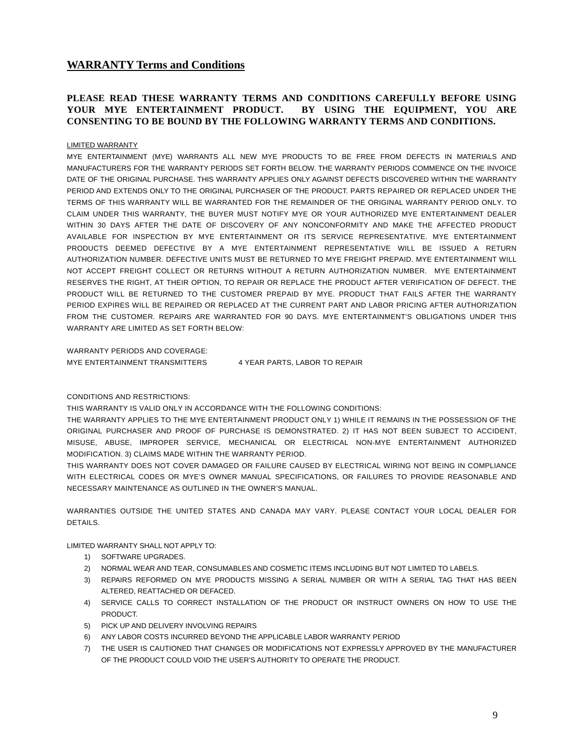## WARRANTY Terms and Conditions

**PLEASE READ THESE WARRANTY TERMS AND CONDITIONS CAREFULLY BEFORE USING YOUR MYE ENTERTAINMENT PRODUCT. BY USING THE EQUIPMENT, YOU ARE CONSENTING TO BE BOUND BY THE FOLLOWING WARRANTY TERMS AND CONDITIONS.**

LIMITED WARRANTY

MYE ENTERTAINMENT (MYE) WARRANTS ALL NEW MYE PRODUCTS TO BE FREE FROM DEFECTS IN MATERIALS AND MANUFACTURERS FOR THE WARRANTY PERIODS SET FORTH BELOW. THE WARRANTY PERIODS COMMENCE ON THE INVOICE DATE OF THE ORIGINAL PURCHASE. THIS WARRANTY APPLIES ONLY AGAINST DEFECTS DISCOVERED WITHIN THE WARRANTY PERIOD AND EXTENDS ONLY TO THE ORIGINAL PURCHASER OF THE PRODUCT. PARTS REPAIRED OR REPLACED UNDER THE TERMS OF THIS WARRANTY WILL BE WARRANTED FOR THE REMAINDER OF THE ORIGINAL WARRANTY PERIOD ONLY. TO CLAIM UNDER THIS WARRANTY, THE BUYER MUST NOTIFY MYE OR YOUR AUTHORIZED MYE ENTERTAINMENT DEALER WITHIN 30 DAYS AFTER THE DATE OF DISCOVERY OF ANY NONCONFORMITY AND MAKE THE AFFECTED PRODUCT AVAILABLE FOR INSPECTION BY MYE ENTERTAINMENT OR ITS SERVICE REPRESENTATIVE. MYE ENTERTAINMENT PRODUCTS DEEMED DEFECTIVE BY A MYE ENTERTAINMENT REPRESENTATIVE WILL BE ISSUED A RETURN AUTHORIZATION NUMBER. DEFECTIVE UNITS MUST BE RETURNED TO MYE FREIGHT PREPAID. MYE ENTERTAINMENT WILL NOT ACCEPT FREIGHT COLLECT OR RETURNS WITHOUT A RETURN AUTHORIZATION NUMBER. MYE ENTERTAINMENT RESERVES THE RIGHT, AT THEIR OPTION, TO REPAIR OR REPLACE THE PRODUCT AFTER VERIFICATION OF DEFECT. THE PRODUCT WILL BE RETURNED TO THE CUSTOMER PREPAID BY MYE. PRODUCT THAT FAILS AFTER THE WARRANTY PERIOD EXPIRES WILL BE REPAIRED OR REPLACED AT THE CURRENT PART AND LABOR PRICING AFTER AUTHORIZATION FROM THE CUSTOMER. REPAIRS ARE WARRANTED FOR 90 DAYS. MYE ENTERTAINMENT'S OBLIGATIONS UNDER THIS WARRANTY ARE LIMITED AS SET FORTH BELOW:

WARRANTY PERIODS AND COVERAGE:

| MYE ENTERTAINMENT TRANSMITTERS | 4 YEAR PARTS, LABOR TO REPAIR |
|---|---|

CONDITIONS AND RESTRICTIONS:

THIS WARRANTY IS VALID ONLY IN ACCORDANCE WITH THE FOLLOWING CONDITIONS:

THE WARRANTY APPLIES TO THE MYE ENTERTAINMENT PRODUCT ONLY 1) WHILE IT REMAINS IN THE POSSESSION OF THE ORIGINAL PURCHASER AND PROOF OF PURCHASE IS DEMONSTRATED. 2) IT HAS NOT BEEN SUBJECT TO ACCIDENT, MISUSE, ABUSE, IMPROPER SERVICE, MECHANICAL OR ELECTRICAL NON-MYE ENTERTAINMENT AUTHORIZED MODIFICATION. 3) CLAIMS MADE WITHIN THE WARRANTY PERIOD.

THIS WARRANTY DOES NOT COVER DAMAGED OR FAILURE CAUSED BY ELECTRICAL WIRING NOT BEING IN COMPLIANCE WITH ELECTRICAL CODES OR MYE'S OWNER MANUAL SPECIFICATIONS, OR FAILURES TO PROVIDE REASONABLE AND NECESSARY MAINTENANCE AS OUTLINED IN THE OWNER'S MANUAL.

WARRANTIES OUTSIDE THE UNITED STATES AND CANADA MAY VARY. PLEASE CONTACT YOUR LOCAL DEALER FOR DETAILS.

LIMITED WARRANTY SHALL NOT APPLY TO:

1) SOFTWARE UPGRADES.
2) NORMAL WEAR AND TEAR, CONSUMABLES AND COSMETIC ITEMS INCLUDING BUT NOT LIMITED TO LABELS.
3) REPAIRS REFORMED ON MYE PRODUCTS MISSING A SERIAL NUMBER OR WITH A SERIAL TAG THAT HAS BEEN ALTERED, REATTACHED OR DEFACED.
4) SERVICE CALLS TO CORRECT INSTALLATION OF THE PRODUCT OR INSTRUCT OWNERS ON HOW TO USE THE PRODUCT.
5) PICK UP AND DELIVERY INVOLVING REPAIRS
6) ANY LABOR COSTS INCURRED BEYOND THE APPLICABLE LABOR WARRANTY PERIOD
7) THE USER IS CAUTIONED THAT CHANGES OR MODIFICATIONS NOT EXPRESSLY APPROVED BY THE MANUFACTURER OF THE PRODUCT COULD VOID THE USER'S AUTHORITY TO OPERATE THE PRODUCT.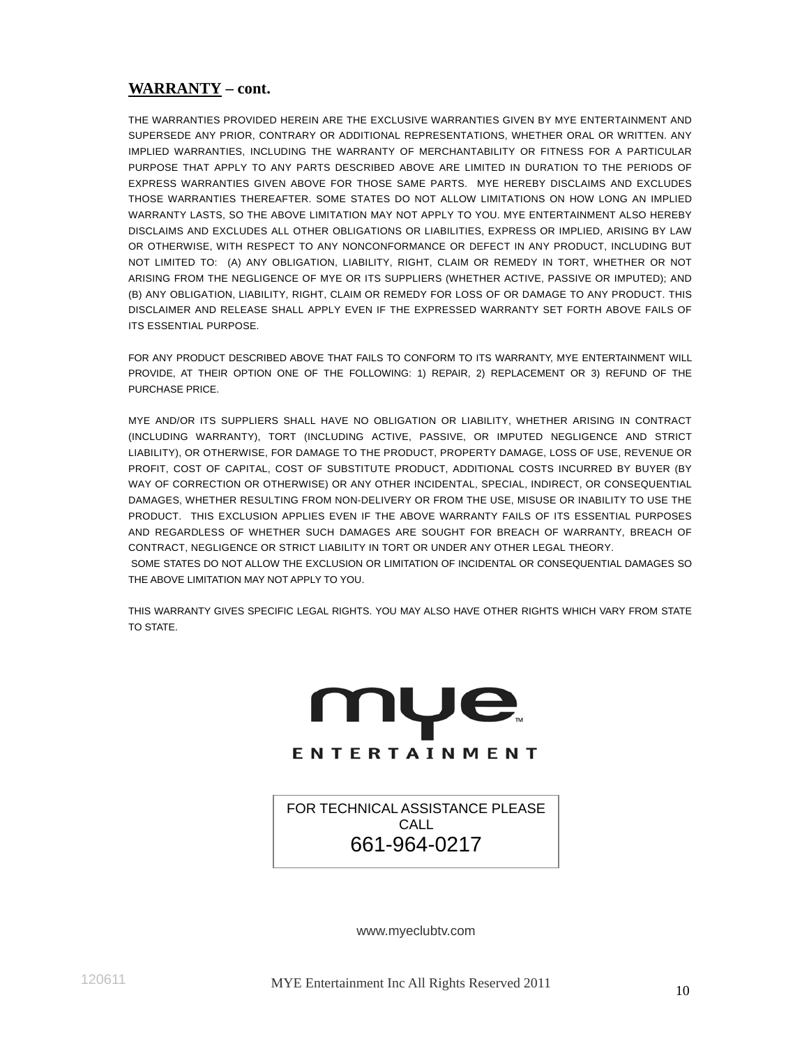## **WARRANTY – cont.**

THE WARRANTIES PROVIDED HEREIN ARE THE EXCLUSIVE WARRANTIES GIVEN BY MYE ENTERTAINMENT AND SUPERSEDE ANY PRIOR, CONTRARY OR ADDITIONAL REPRESENTATIONS, WHETHER ORAL OR WRITTEN. ANY IMPLIED WARRANTIES, INCLUDING THE WARRANTY OF MERCHANTABILITY OR FITNESS FOR A PARTICULAR PURPOSE THAT APPLY TO ANY PARTS DESCRIBED ABOVE ARE LIMITED IN DURATION TO THE PERIODS OF EXPRESS WARRANTIES GIVEN ABOVE FOR THOSE SAME PARTS. MYE HEREBY DISCLAIMS AND EXCLUDES THOSE WARRANTIES THEREAFTER. SOME STATES DO NOT ALLOW LIMITATIONS ON HOW LONG AN IMPLIED WARRANTY LASTS, SO THE ABOVE LIMITATION MAY NOT APPLY TO YOU. MYE ENTERTAINMENT ALSO HEREBY DISCLAIMS AND EXCLUDES ALL OTHER OBLIGATIONS OR LIABILITIES, EXPRESS OR IMPLIED, ARISING BY LAW OR OTHERWISE, WITH RESPECT TO ANY NONCONFORMANCE OR DEFECT IN ANY PRODUCT, INCLUDING BUT NOT LIMITED TO: (A) ANY OBLIGATION, LIABILITY, RIGHT, CLAIM OR REMEDY IN TORT, WHETHER OR NOT ARISING FROM THE NEGLIGENCE OF MYE OR ITS SUPPLIERS (WHETHER ACTIVE, PASSIVE OR IMPUTED); AND (B) ANY OBLIGATION, LIABILITY, RIGHT, CLAIM OR REMEDY FOR LOSS OF OR DAMAGE TO ANY PRODUCT. THIS DISCLAIMER AND RELEASE SHALL APPLY EVEN IF THE EXPRESSED WARRANTY SET FORTH ABOVE FAILS OF ITS ESSENTIAL PURPOSE.

FOR ANY PRODUCT DESCRIBED ABOVE THAT FAILS TO CONFORM TO ITS WARRANTY, MYE ENTERTAINMENT WILL PROVIDE, AT THEIR OPTION ONE OF THE FOLLOWING: 1) REPAIR, 2) REPLACEMENT OR 3) REFUND OF THE PURCHASE PRICE.

MYE AND/OR ITS SUPPLIERS SHALL HAVE NO OBLIGATION OR LIABILITY, WHETHER ARISING IN CONTRACT (INCLUDING WARRANTY), TORT (INCLUDING ACTIVE, PASSIVE, OR IMPUTED NEGLIGENCE AND STRICT LIABILITY), OR OTHERWISE, FOR DAMAGE TO THE PRODUCT, PROPERTY DAMAGE, LOSS OF USE, REVENUE OR PROFIT, COST OF CAPITAL, COST OF SUBSTITUTE PRODUCT, ADDITIONAL COSTS INCURRED BY BUYER (BY WAY OF CORRECTION OR OTHERWISE) OR ANY OTHER INCIDENTAL, SPECIAL, INDIRECT, OR CONSEQUENTIAL DAMAGES, WHETHER RESULTING FROM NON-DELIVERY OR FROM THE USE, MISUSE OR INABILITY TO USE THE PRODUCT. THIS EXCLUSION APPLIES EVEN IF THE ABOVE WARRANTY FAILS OF ITS ESSENTIAL PURPOSES AND REGARDLESS OF WHETHER SUCH DAMAGES ARE SOUGHT FOR BREACH OF WARRANTY, BREACH OF CONTRACT, NEGLIGENCE OR STRICT LIABILITY IN TORT OR UNDER ANY OTHER LEGAL THEORY.
SOME STATES DO NOT ALLOW THE EXCLUSION OR LIMITATION OF INCIDENTAL OR CONSEQUENTIAL DAMAGES SO THE ABOVE LIMITATION MAY NOT APPLY TO YOU.

THIS WARRANTY GIVES SPECIFIC LEGAL RIGHTS. YOU MAY ALSO HAVE OTHER RIGHTS WHICH VARY FROM STATE TO STATE.

mye™
ENTERTAINMENT

FOR TECHNICAL ASSISTANCE PLEASE CALL
661-964-0217

www.myeclubtv.com

120611 MYE Entertainment Inc All Rights Reserved 2011